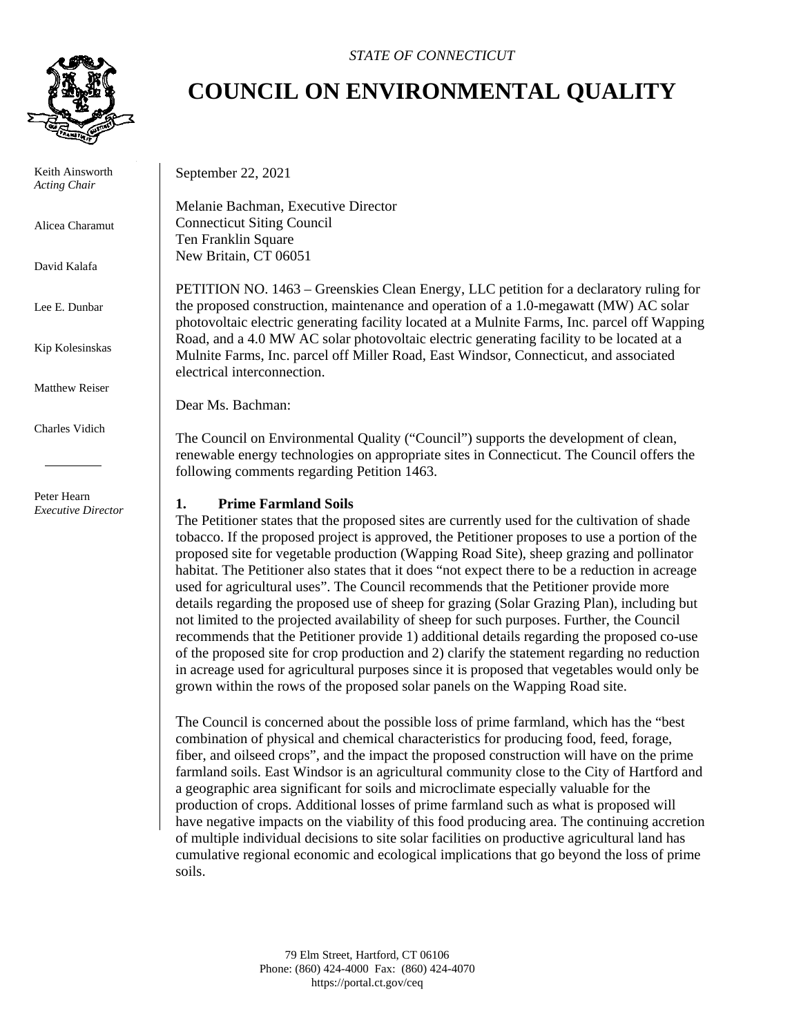*STATE OF CONNECTICUT*

# COUNCIL ON ENVIRONMENTAL QUALITY

Keith Ainsworth
*Acting Chair*

Alicea Charamut

David Kalafa

Lee E. Dunbar

Kip Kolesinskas

Matthew Reiser

Charles Vidich

Peter Hearn
*Executive Director*

September 22, 2021

Melanie Bachman, Executive Director
Connecticut Siting Council
Ten Franklin Square
New Britain, CT 06051

PETITION NO. 1463 – Greenskies Clean Energy, LLC petition for a declaratory ruling for the proposed construction, maintenance and operation of a 1.0-megawatt (MW) AC solar photovoltaic electric generating facility located at a Mulnite Farms, Inc. parcel off Wapping Road, and a 4.0 MW AC solar photovoltaic electric generating facility to be located at a Mulnite Farms, Inc. parcel off Miller Road, East Windsor, Connecticut, and associated electrical interconnection.

Dear Ms. Bachman:

The Council on Environmental Quality ("Council") supports the development of clean, renewable energy technologies on appropriate sites in Connecticut. The Council offers the following comments regarding Petition 1463.

**1. Prime Farmland Soils**

The Petitioner states that the proposed sites are currently used for the cultivation of shade tobacco. If the proposed project is approved, the Petitioner proposes to use a portion of the proposed site for vegetable production (Wapping Road Site), sheep grazing and pollinator habitat. The Petitioner also states that it does "not expect there to be a reduction in acreage used for agricultural uses". The Council recommends that the Petitioner provide more details regarding the proposed use of sheep for grazing (Solar Grazing Plan), including but not limited to the projected availability of sheep for such purposes. Further, the Council recommends that the Petitioner provide 1) additional details regarding the proposed co-use of the proposed site for crop production and 2) clarify the statement regarding no reduction in acreage used for agricultural purposes since it is proposed that vegetables would only be grown within the rows of the proposed solar panels on the Wapping Road site.

The Council is concerned about the possible loss of prime farmland, which has the "best combination of physical and chemical characteristics for producing food, feed, forage, fiber, and oilseed crops", and the impact the proposed construction will have on the prime farmland soils. East Windsor is an agricultural community close to the City of Hartford and a geographic area significant for soils and microclimate especially valuable for the production of crops. Additional losses of prime farmland such as what is proposed will have negative impacts on the viability of this food producing area. The continuing accretion of multiple individual decisions to site solar facilities on productive agricultural land has cumulative regional economic and ecological implications that go beyond the loss of prime soils.

79 Elm Street, Hartford, CT 06106
Phone: (860) 424-4000 Fax: (860) 424-4070
https://portal.ct.gov/ceq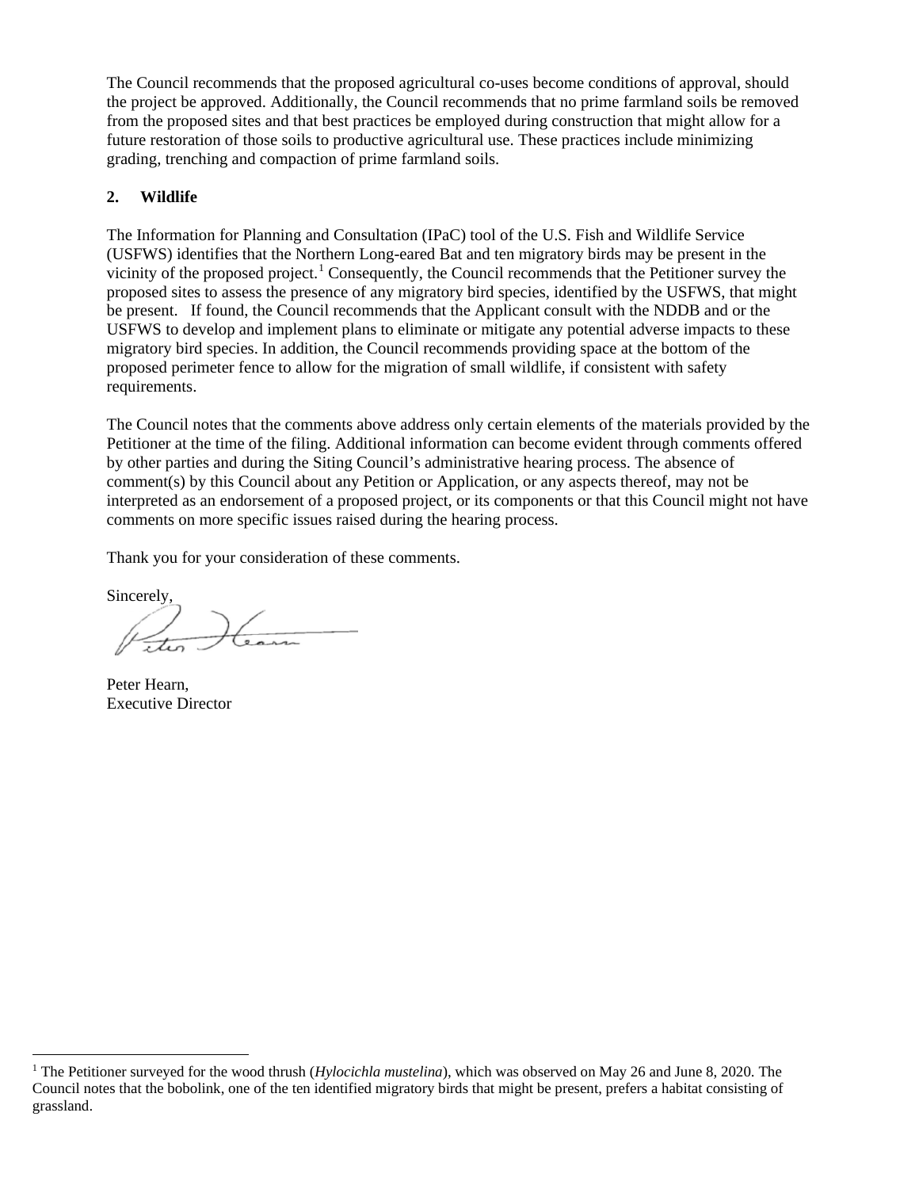The Council recommends that the proposed agricultural co-uses become conditions of approval, should the project be approved. Additionally, the Council recommends that no prime farmland soils be removed from the proposed sites and that best practices be employed during construction that might allow for a future restoration of those soils to productive agricultural use. These practices include minimizing grading, trenching and compaction of prime farmland soils.

**2. Wildlife**

The Information for Planning and Consultation (IPaC) tool of the U.S. Fish and Wildlife Service (USFWS) identifies that the Northern Long-eared Bat and ten migratory birds may be present in the vicinity of the proposed project.[1] Consequently, the Council recommends that the Petitioner survey the proposed sites to assess the presence of any migratory bird species, identified by the USFWS, that might be present. If found, the Council recommends that the Applicant consult with the NDDB and or the USFWS to develop and implement plans to eliminate or mitigate any potential adverse impacts to these migratory bird species. In addition, the Council recommends providing space at the bottom of the proposed perimeter fence to allow for the migration of small wildlife, if consistent with safety requirements.

The Council notes that the comments above address only certain elements of the materials provided by the Petitioner at the time of the filing. Additional information can become evident through comments offered by other parties and during the Siting Council's administrative hearing process. The absence of comment(s) by this Council about any Petition or Application, or any aspects thereof, may not be interpreted as an endorsement of a proposed project, or its components or that this Council might not have comments on more specific issues raised during the hearing process.

Thank you for your consideration of these comments.

Sincerely,

Peter Hearn,
Executive Director

[1] The Petitioner surveyed for the wood thrush (*Hylocichla mustelina*), which was observed on May 26 and June 8, 2020. The Council notes that the bobolink, one of the ten identified migratory birds that might be present, prefers a habitat consisting of grassland.